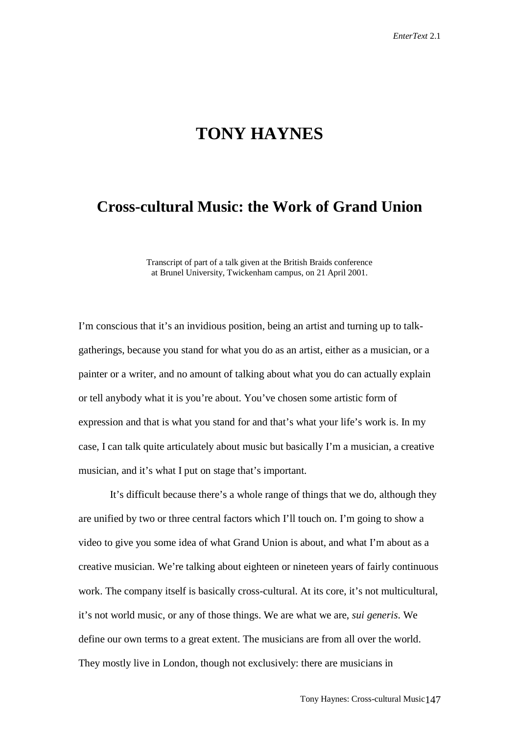# TONY HAYNES

## Cross-cultural Music: the Work of Grand Union

Transcript of part of a talk given at the British Braids conference at Brunel University, Twickenham campus, on 21 April 2001.

I'm conscious that it's an invidious position, being an artist and turning up to talk-gatherings, because you stand for what you do as an artist, either as a musician, or a painter or a writer, and no amount of talking about what you do can actually explain or tell anybody what it is you're about. You've chosen some artistic form of expression and that is what you stand for and that's what your life's work is. In my case, I can talk quite articulately about music but basically I'm a musician, a creative musician, and it's what I put on stage that's important.

It's difficult because there's a whole range of things that we do, although they are unified by two or three central factors which I'll touch on. I'm going to show a video to give you some idea of what Grand Union is about, and what I'm about as a creative musician. We're talking about eighteen or nineteen years of fairly continuous work. The company itself is basically cross-cultural. At its core, it's not multicultural, it's not world music, or any of those things. We are what we are, *sui generis*. We define our own terms to a great extent. The musicians are from all over the world. They mostly live in London, though not exclusively: there are musicians in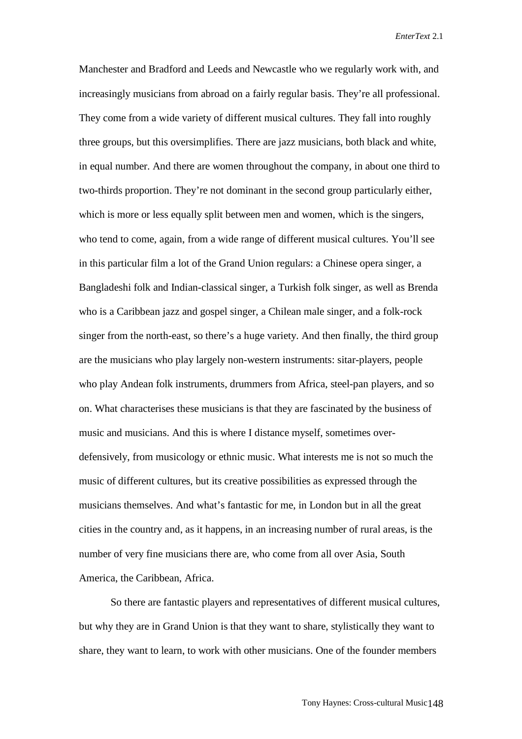Manchester and Bradford and Leeds and Newcastle who we regularly work with, and increasingly musicians from abroad on a fairly regular basis. They're all professional. They come from a wide variety of different musical cultures. They fall into roughly three groups, but this oversimplifies. There are jazz musicians, both black and white, in equal number. And there are women throughout the company, in about one third to two-thirds proportion. They're not dominant in the second group particularly either, which is more or less equally split between men and women, which is the singers, who tend to come, again, from a wide range of different musical cultures. You'll see in this particular film a lot of the Grand Union regulars: a Chinese opera singer, a Bangladeshi folk and Indian-classical singer, a Turkish folk singer, as well as Brenda who is a Caribbean jazz and gospel singer, a Chilean male singer, and a folk-rock singer from the north-east, so there's a huge variety. And then finally, the third group are the musicians who play largely non-western instruments: sitar-players, people who play Andean folk instruments, drummers from Africa, steel-pan players, and so on. What characterises these musicians is that they are fascinated by the business of music and musicians. And this is where I distance myself, sometimes over-defensively, from musicology or ethnic music. What interests me is not so much the music of different cultures, but its creative possibilities as expressed through the musicians themselves. And what's fantastic for me, in London but in all the great cities in the country and, as it happens, in an increasing number of rural areas, is the number of very fine musicians there are, who come from all over Asia, South America, the Caribbean, Africa.

So there are fantastic players and representatives of different musical cultures, but why they are in Grand Union is that they want to share, stylistically they want to share, they want to learn, to work with other musicians. One of the founder members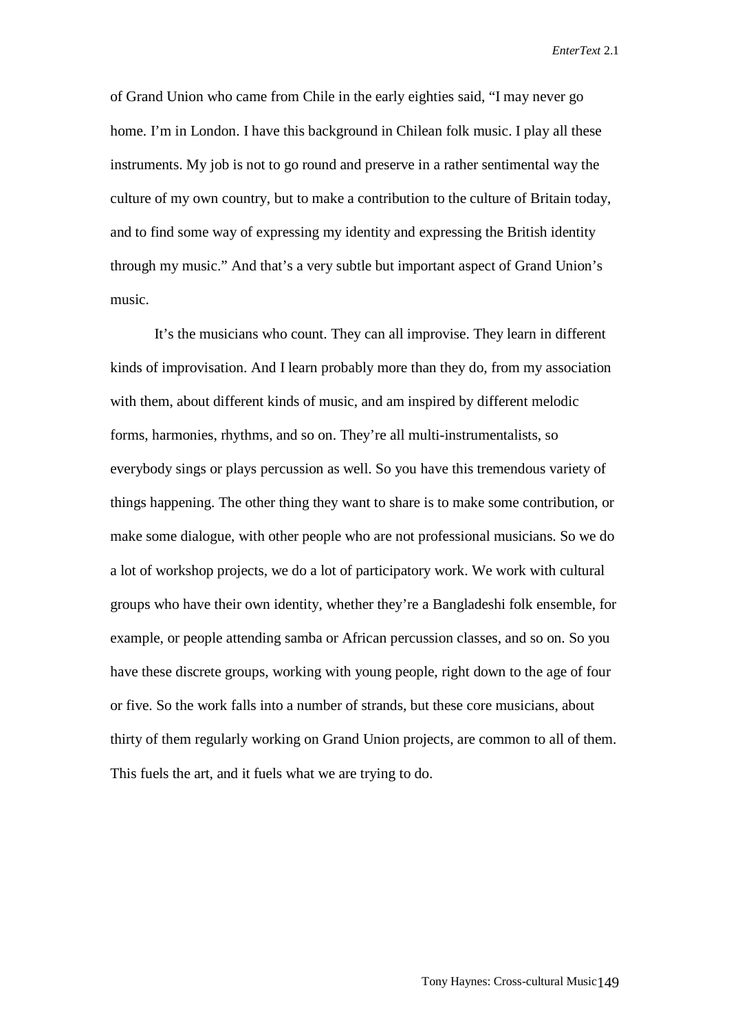of Grand Union who came from Chile in the early eighties said, “I may never go home. I’m in London. I have this background in Chilean folk music. I play all these instruments. My job is not to go round and preserve in a rather sentimental way the culture of my own country, but to make a contribution to the culture of Britain today, and to find some way of expressing my identity and expressing the British identity through my music.” And that’s a very subtle but important aspect of Grand Union’s music.

It’s the musicians who count. They can all improvise. They learn in different kinds of improvisation. And I learn probably more than they do, from my association with them, about different kinds of music, and am inspired by different melodic forms, harmonies, rhythms, and so on. They’re all multi-instrumentalists, so everybody sings or plays percussion as well. So you have this tremendous variety of things happening. The other thing they want to share is to make some contribution, or make some dialogue, with other people who are not professional musicians. So we do a lot of workshop projects, we do a lot of participatory work. We work with cultural groups who have their own identity, whether they’re a Bangladeshi folk ensemble, for example, or people attending samba or African percussion classes, and so on. So you have these discrete groups, working with young people, right down to the age of four or five. So the work falls into a number of strands, but these core musicians, about thirty of them regularly working on Grand Union projects, are common to all of them. This fuels the art, and it fuels what we are trying to do.